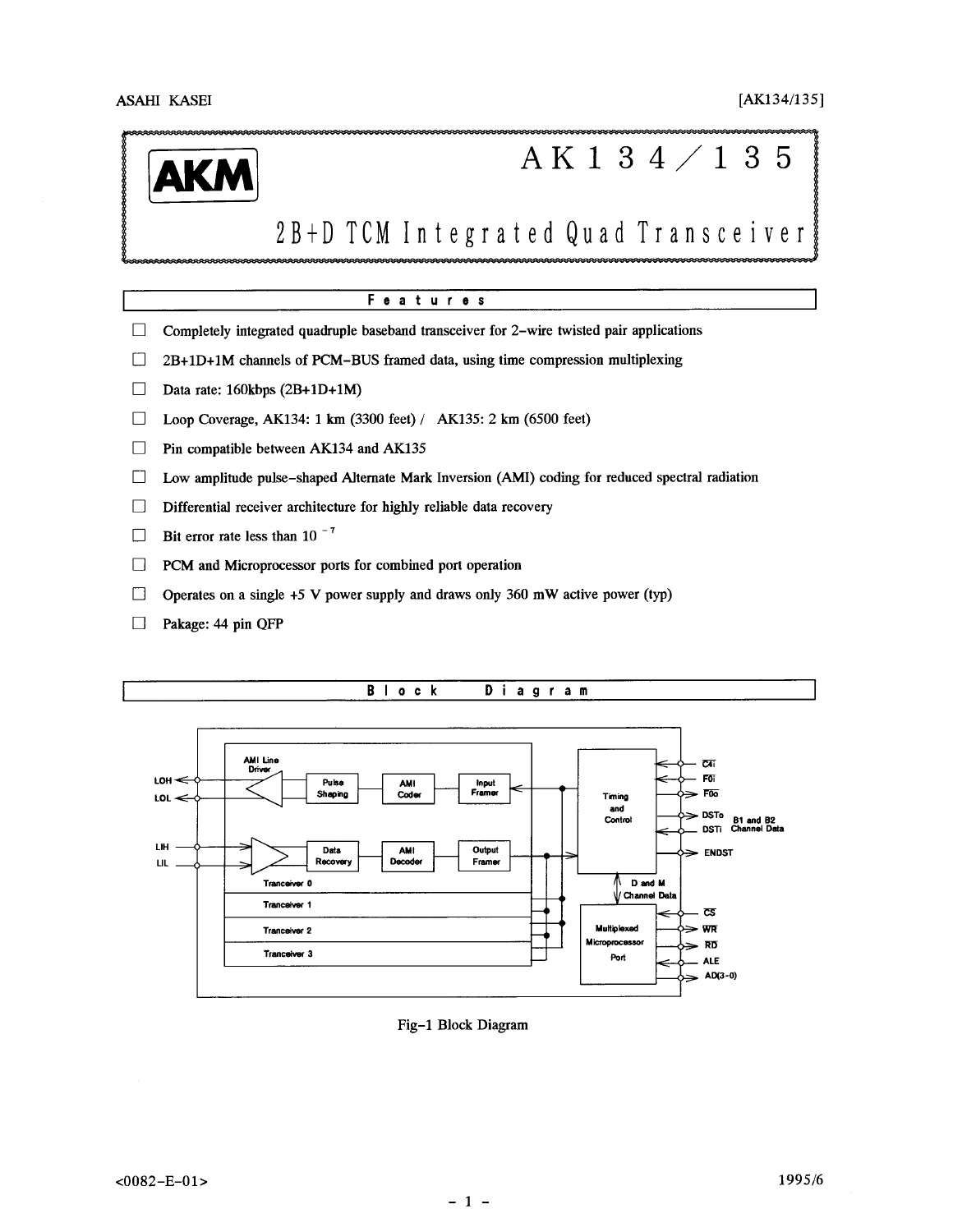# AK134/135

## 2B+D TCM Integrated Quad Transceiver

## Features

- Completely integrated quadruple baseband transceiver for 2-wire twisted pair applications
- 2B+1D+1M channels of PCM-BUS framed data, using time compression multiplexing
- Data rate: 160kbps (2B+1D+1M)
- Loop Coverage, AK134: 1 km (3300 feet) / AK135: 2 km (6500 feet)
- Pin compatible between AK134 and AK135
- Low amplitude pulse-shaped Alternate Mark Inversion (AMI) coding for reduced spectral radiation
- Differential receiver architecture for highly reliable data recovery
- Bit error rate less than $10^{-7}$
- PCM and Microprocessor ports for combined port operation
- Operates on a single +5 V power supply and draws only 360 mW active power (typ)
- Pakage: 44 pin QFP

## Block Diagram

Fig-1 Block Diagram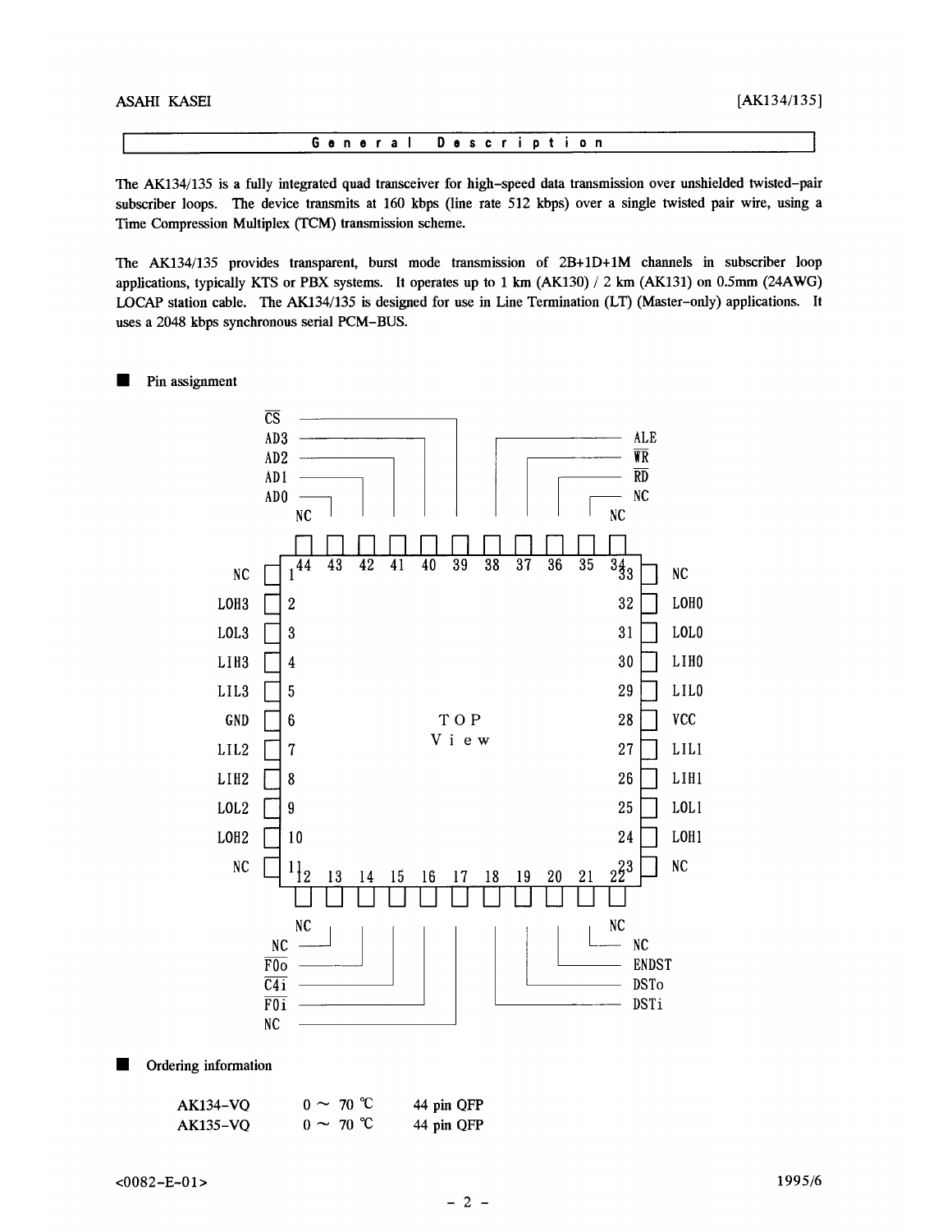## General Description

The AK134/135 is a fully integrated quad transceiver for high-speed data transmission over unshielded twisted-pair subscriber loops. The device transmits at 160 kbps (line rate 512 kbps) over a single twisted pair wire, using a Time Compression Multiplex (TCM) transmission scheme.

The AK134/135 provides transparent, burst mode transmission of 2B+1D+1M channels in subscriber loop applications, typically KTS or PBX systems. It operates up to 1 km (AK130) / 2 km (AK131) on 0.5mm (24AWG) LOCAP station cable. The AK134/135 is designed for use in Line Termination (LT) (Master-only) applications. It uses a 2048 kbps synchronous serial PCM-BUS.

■ Pin assignment

44 pin QFP — TOP View

| Pin | Name | Pin | Name |
|---|---|---|---|
| 1 | NC | 23 | NC |
| 2 | LOH3 | 24 | LOH1 |
| 3 | LOL3 | 25 | LOL1 |
| 4 | LIH3 | 26 | LIH1 |
| 5 | LIL3 | 27 | LIL1 |
| 6 | GND | 28 | VCC |
| 7 | LIL2 | 29 | LIL0 |
| 8 | LIH2 | 30 | LIH0 |
| 9 | LOL2 | 31 | LOL0 |
| 10 | LOH2 | 32 | LOH0 |
| 11 | NC | 33 | NC |
| 12 | NC | 34 | NC |
| 13 | NC | 35 | NC |
| 14 | $\overline{F0o}$ | 36 | $\overline{RD}$ |
| 15 | $\overline{C4i}$ | 37 | $\overline{WR}$ |
| 16 | $\overline{F0i}$ | 38 | ALE |
| 17 | NC | 39 | $\overline{CS}$ |
| 18 | DSTi | 40 | AD3 |
| 19 | DSTo | 41 | AD2 |
| 20 | ENDST | 42 | AD1 |
| 21 | NC | 43 | AD0 |
| 22 | NC | 44 | NC |

■ Ordering information

| | | |
|---|---|---|
| AK134-VQ | 0 ~ 70 ℃ | 44 pin QFP |
| AK135-VQ | 0 ~ 70 ℃ | 44 pin QFP |

<0082-E-01> 1995/6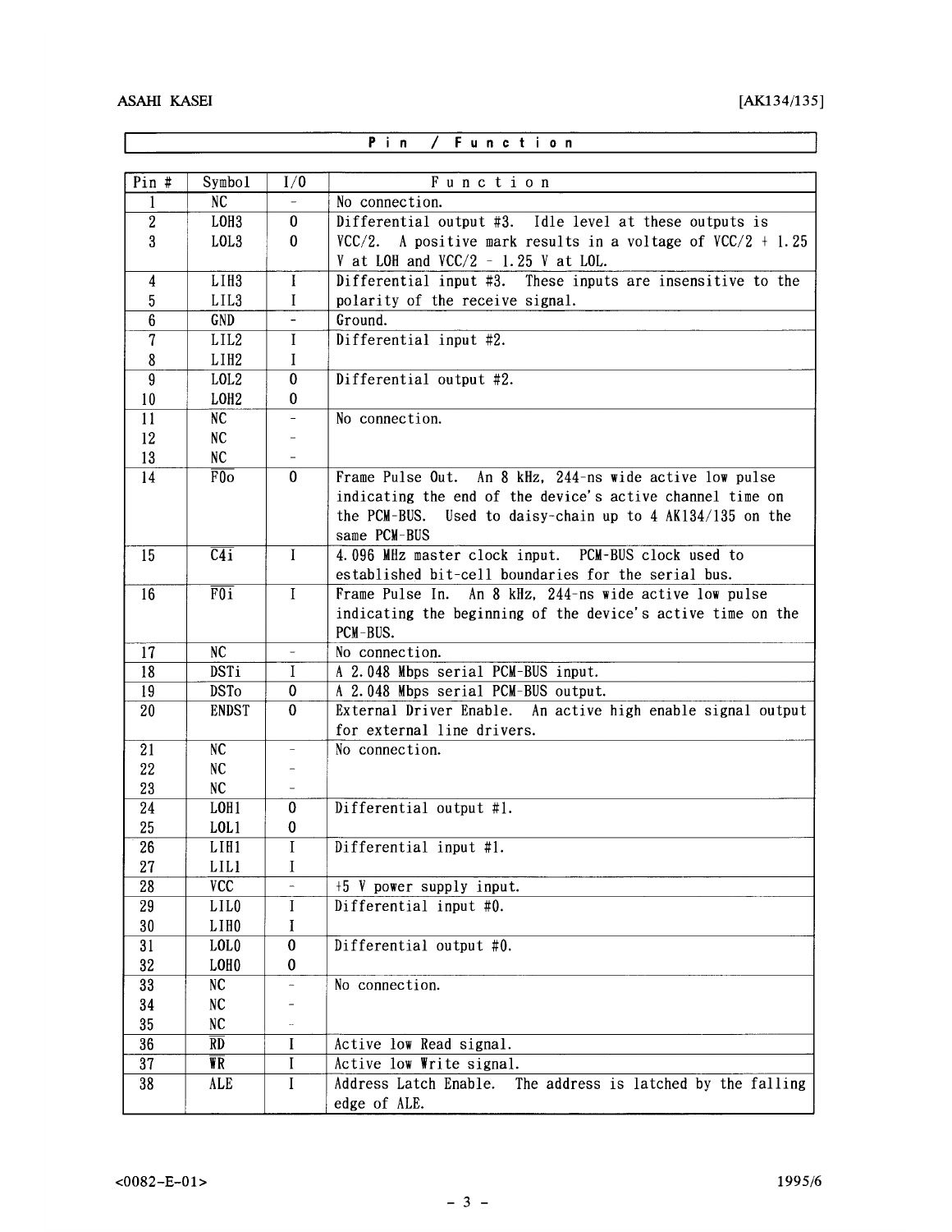## Pin / Function

| Pin # | Symbol | I/O | Function |
|---|---|---|---|
| 1 | NC | - | No connection. |
| 2 | LOH3 | O | Differential output #3. Idle level at these outputs is VCC/2. A positive mark results in a voltage of VCC/2 + 1.25 V at LOH and VCC/2 - 1.25 V at LOL. |
| 3 | LOL3 | O | |
| 4 | LIH3 | I | Differential input #3. These inputs are insensitive to the polarity of the receive signal. |
| 5 | LIL3 | I | |
| 6 | GND | - | Ground. |
| 7 | LIL2 | I | Differential input #2. |
| 8 | LIH2 | I | |
| 9 | LOL2 | O | Differential output #2. |
| 10 | LOH2 | O | |
| 11 | NC | - | No connection. |
| 12 | NC | - | |
| 13 | NC | - | |
| 14 | $\overline{F0o}$ | O | Frame Pulse Out. An 8 kHz, 244-ns wide active low pulse indicating the end of the device's active channel time on the PCM-BUS. Used to daisy-chain up to 4 AK134/135 on the same PCM-BUS |
| 15 | $\overline{C4i}$ | I | 4.096 MHz master clock input. PCM-BUS clock used to established bit-cell boundaries for the serial bus. |
| 16 | $\overline{F0i}$ | I | Frame Pulse In. An 8 kHz, 244-ns wide active low pulse indicating the beginning of the device's active time on the PCM-BUS. |
| 17 | NC | - | No connection. |
| 18 | DSTi | I | A 2.048 Mbps serial PCM-BUS input. |
| 19 | DSTo | O | A 2.048 Mbps serial PCM-BUS output. |
| 20 | ENDST | O | External Driver Enable. An active high enable signal output for external line drivers. |
| 21 | NC | - | No connection. |
| 22 | NC | - | |
| 23 | NC | - | |
| 24 | LOH1 | O | Differential output #1. |
| 25 | LOL1 | O | |
| 26 | LIH1 | I | Differential input #1. |
| 27 | LIL1 | I | |
| 28 | VCC | - | +5 V power supply input. |
| 29 | LIL0 | I | Differential input #0. |
| 30 | LIH0 | I | |
| 31 | LOL0 | O | Differential output #0. |
| 32 | LOH0 | O | |
| 33 | NC | - | No connection. |
| 34 | NC | - | |
| 35 | NC | - | |
| 36 | $\overline{RD}$ | I | Active low Read signal. |
| 37 | $\overline{WR}$ | I | Active low Write signal. |
| 38 | ALE | I | Address Latch Enable. The address is latched by the falling edge of ALE. |

<0082-E-01>

1995/6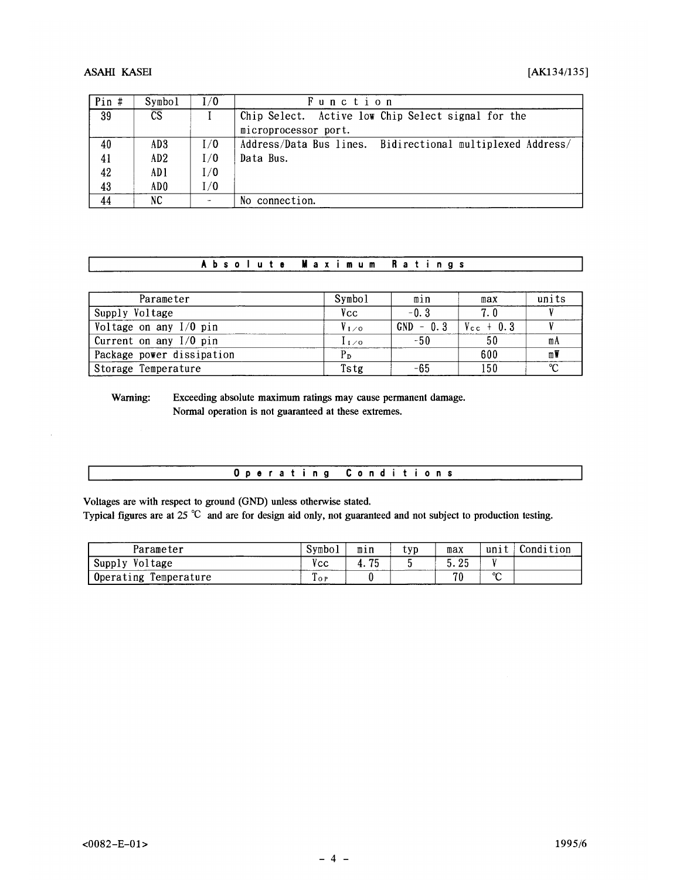| Pin # | Symbol | I/O | Function |
|---|---|---|---|
| 39 | $\overline{CS}$ | I | Chip Select. Active low Chip Select signal for the microprocessor port. |
| 40 | AD3 | I/O | Address/Data Bus lines. Bidirectional multiplexed Address/ Data Bus. |
| 41 | AD2 | I/O | |
| 42 | AD1 | I/O | |
| 43 | AD0 | I/O | |
| 44 | NC | - | No connection. |

## Absolute Maximum Ratings

| Parameter | Symbol | min | max | units |
|---|---|---|---|---|
| Supply Voltage | Vcc | -0.3 | 7.0 | V |
| Voltage on any I/O pin | $V_{I/O}$ | GND - 0.3 | $V_{CC}$ + 0.3 | V |
| Current on any I/O pin | $I_{I/O}$ | -50 | 50 | mA |
| Package power dissipation | $P_D$ | | 600 | mW |
| Storage Temperature | Tstg | -65 | 150 | ℃ |

**Warning:** **Exceeding absolute maximum ratings may cause permanent damage. Normal operation is not guaranteed at these extremes.**

## Operating Conditions

Voltages are with respect to ground (GND) unless otherwise stated.
Typical figures are at 25 ℃ and are for design aid only, not guaranteed and not subject to production testing.

| Parameter | Symbol | min | typ | max | unit | Condition |
|---|---|---|---|---|---|---|
| Supply Voltage | Vcc | 4.75 | 5 | 5.25 | V | |
| Operating Temperature | $T_{OP}$ | 0 | | 70 | ℃ | |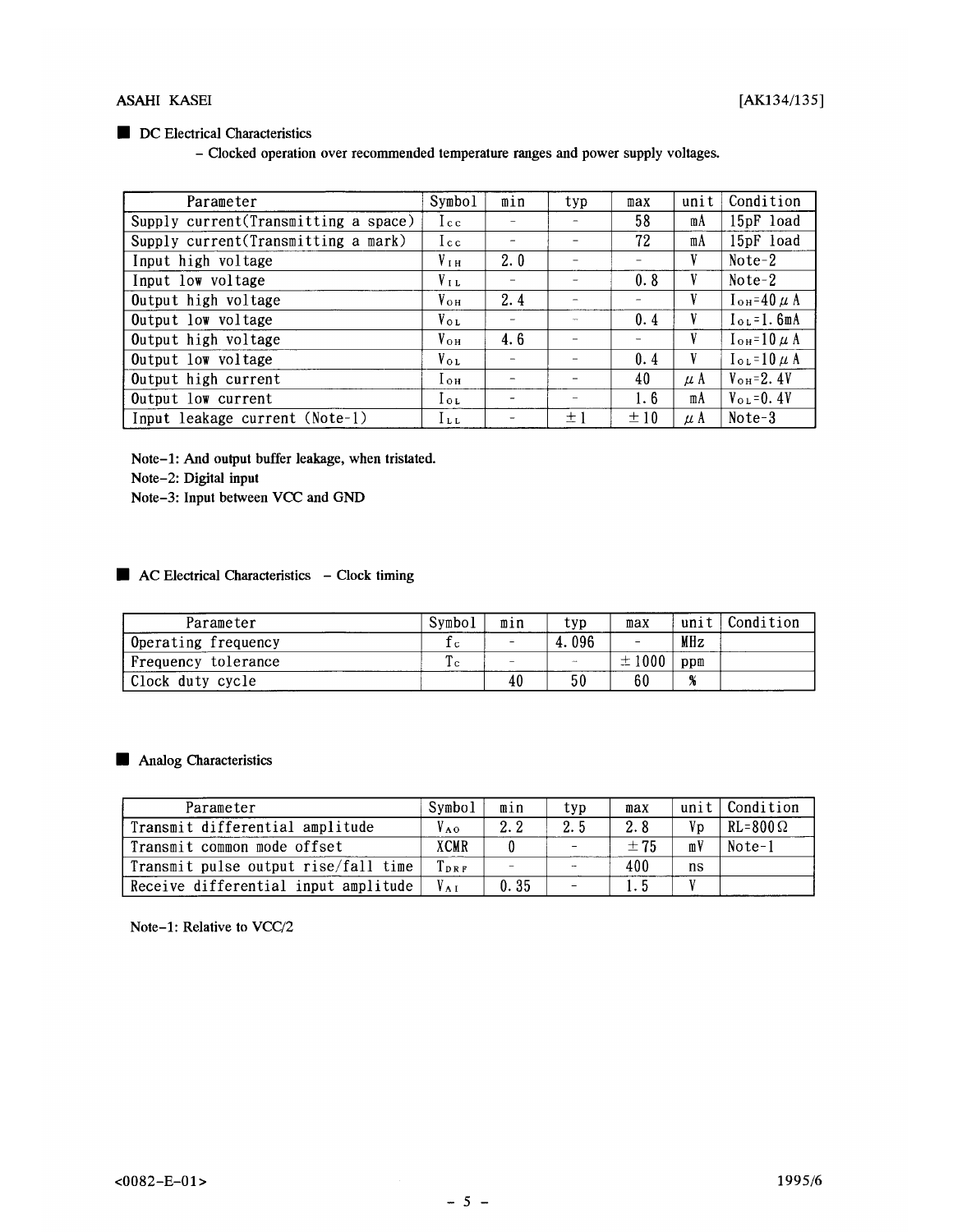## ■ DC Electrical Characteristics

– Clocked operation over recommended temperature ranges and power supply voltages.

| Parameter | Symbol | min | typ | max | unit | Condition |
|---|---|---|---|---|---|---|
| Supply current(Transmitting a space) | $I_{CC}$ | – | – | 58 | mA | 15pF load |
| Supply current(Transmitting a mark) | $I_{CC}$ | – | – | 72 | mA | 15pF load |
| Input high voltage | $V_{IH}$ | 2.0 | – | – | V | Note-2 |
| Input low voltage | $V_{IL}$ | – | – | 0.8 | V | Note-2 |
| Output high voltage | $V_{OH}$ | 2.4 | – | – | V | $I_{OH}$=40 μA |
| Output low voltage | $V_{OL}$ | – | – | 0.4 | V | $I_{OL}$=1.6mA |
| Output high voltage | $V_{OH}$ | 4.6 | – | – | V | $I_{OH}$=10 μA |
| Output low voltage | $V_{OL}$ | – | – | 0.4 | V | $I_{OL}$=10 μA |
| Output high current | $I_{OH}$ | – | – | 40 | μA | $V_{OH}$=2.4V |
| Output low current | $I_{OL}$ | – | – | 1.6 | mA | $V_{OL}$=0.4V |
| Input leakage current (Note-1) | $I_{LL}$ | – | ±1 | ±10 | μA | Note-3 |

Note-1: And output buffer leakage, when tristated.
Note-2: Digital input
Note-3: Input between VCC and GND

## ■ AC Electrical Characteristics – Clock timing

| Parameter | Symbol | min | typ | max | unit | Condition |
|---|---|---|---|---|---|---|
| Operating frequency | $f_C$ | – | 4.096 | – | MHz | |
| Frequency tolerance | $T_C$ | – | – | ±1000 | ppm | |
| Clock duty cycle | | 40 | 50 | 60 | % | |

## ■ Analog Characteristics

| Parameter | Symbol | min | typ | max | unit | Condition |
|---|---|---|---|---|---|---|
| Transmit differential amplitude | $V_{AO}$ | 2.2 | 2.5 | 2.8 | Vp | RL=800Ω |
| Transmit common mode offset | XCMR | 0 | – | ±75 | mV | Note-1 |
| Transmit pulse output rise/fall time | $T_{DRF}$ | – | – | 400 | ns | |
| Receive differential input amplitude | $V_{AI}$ | 0.35 | – | 1.5 | V | |

Note-1: Relative to VCC/2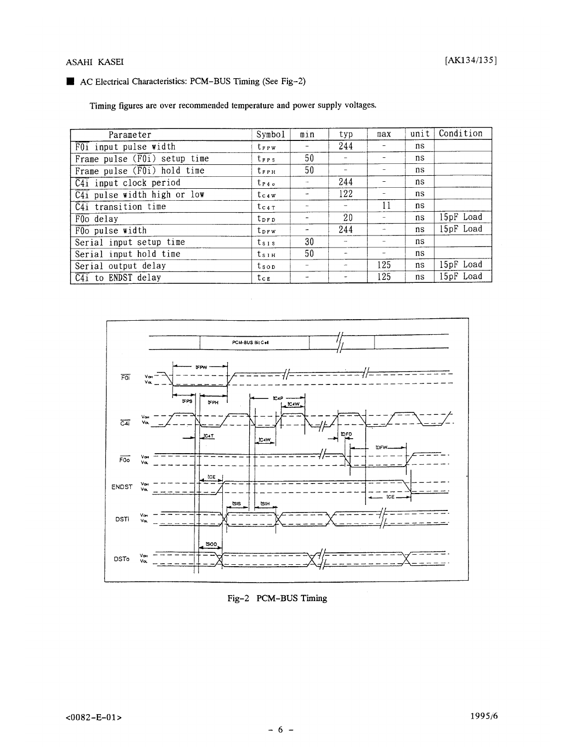■ AC Electrical Characteristics: PCM-BUS Timing (See Fig-2)

Timing figures are over recommended temperature and power supply voltages.

| Parameter | Symbol | min | typ | max | unit | Condition |
|---|---|---|---|---|---|---|
| $\overline{F0i}$ input pulse width | $t_{FPW}$ | - | 244 | - | ns | |
| Frame pulse ($\overline{F0i}$) setup time | $t_{FPS}$ | 50 | - | - | ns | |
| Frame pulse ($\overline{F0i}$) hold time | $t_{FPH}$ | 50 | - | - | ns | |
| $\overline{C4i}$ input clock period | $t_{P4o}$ | - | 244 | - | ns | |
| $\overline{C4i}$ pulse width high or low | $t_{C4W}$ | - | 122 | - | ns | |
| $\overline{C4i}$ transition time | $t_{C4T}$ | - | - | 11 | ns | |
| $\overline{F0o}$ delay | $t_{DFD}$ | - | 20 | - | ns | 15pF Load |
| $\overline{F0o}$ pulse width | $t_{DFW}$ | - | 244 | - | ns | 15pF Load |
| Serial input setup time | $t_{SIS}$ | 30 | - | - | ns | |
| Serial input hold time | $t_{SIH}$ | 50 | - | - | ns | |
| Serial output delay | $t_{SOD}$ | - | - | 125 | ns | 15pF Load |
| $\overline{C4i}$ to ENDST delay | $t_{CE}$ | - | - | 125 | ns | 15pF Load |

Fig-2 PCM-BUS Timing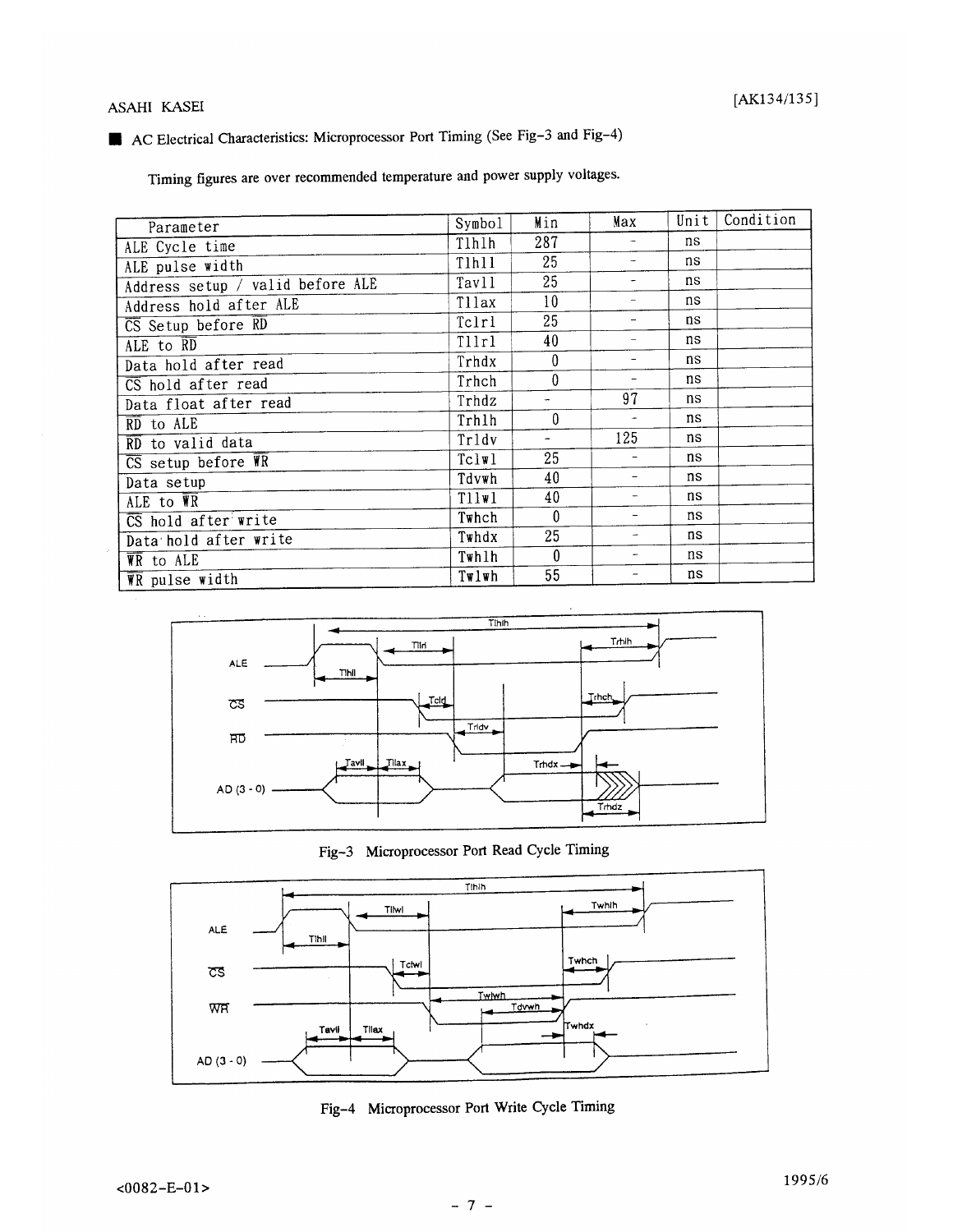## ■ AC Electrical Characteristics: Microprocessor Port Timing (See Fig-3 and Fig-4)

Timing figures are over recommended temperature and power supply voltages.

| Parameter | Symbol | Min | Max | Unit | Condition |
|---|---|---|---|---|---|
| ALE Cycle time | Tlhlh | 287 | - | ns | |
| ALE pulse width | Tlhll | 25 | - | ns | |
| Address setup / valid before ALE | Tavll | 25 | - | ns | |
| Address hold after ALE | Tllax | 10 | - | ns | |
| CS Setup before RD | Tclrl | 25 | - | ns | |
| ALE to RD | Tllrl | 40 | - | ns | |
| Data hold after read | Trhdx | 0 | - | ns | |
| CS hold after read | Trhch | 0 | - | ns | |
| Data float after read | Trhdz | - | 97 | ns | |
| RD to ALE | Trhlh | 0 | - | ns | |
| RD to valid data | Trldv | - | 125 | ns | |
| CS setup before WR | Tclwl | 25 | - | ns | |
| Data setup | Tdvwh | 40 | - | ns | |
| ALE to WR | Tllwl | 40 | - | ns | |
| CS hold after write | Twhch | 0 | - | ns | |
| Data hold after write | Twhdx | 25 | - | ns | |
| WR to ALE | Twhlh | 0 | - | ns | |
| WR pulse width | Twlwh | 55 | - | ns | |

Fig-3 Microprocessor Port Read Cycle Timing

Fig-4 Microprocessor Port Write Cycle Timing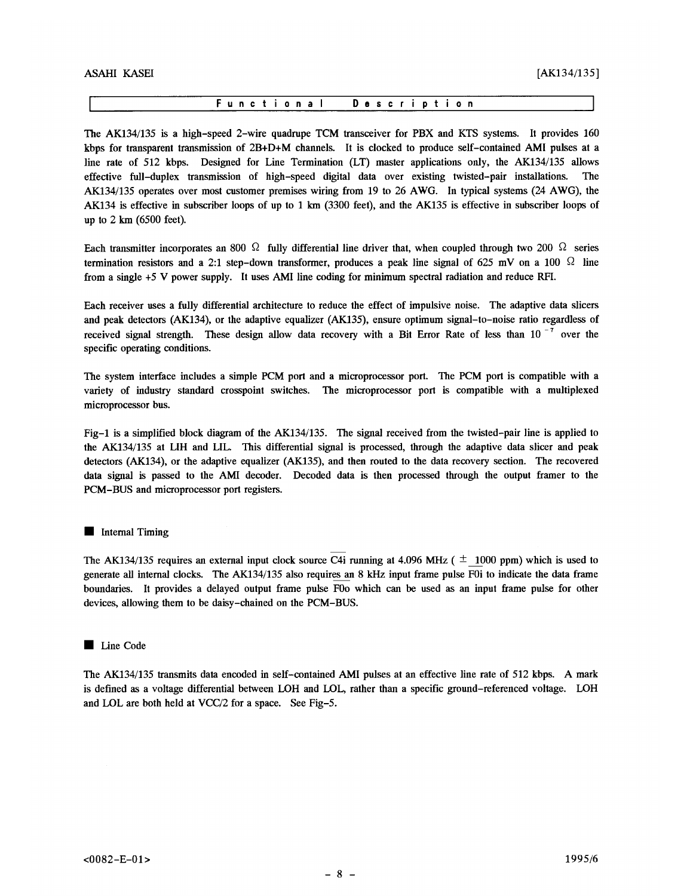## Functional Description

The AK134/135 is a high-speed 2-wire quadrupe TCM transceiver for PBX and KTS systems. It provides 160 kbps for transparent transmission of 2B+D+M channels. It is clocked to produce self-contained AMI pulses at a line rate of 512 kbps. Designed for Line Termination (LT) master applications only, the AK134/135 allows effective full-duplex transmission of high-speed digital data over existing twisted-pair installations. The AK134/135 operates over most customer premises wiring from 19 to 26 AWG. In typical systems (24 AWG), the AK134 is effective in subscriber loops of up to 1 km (3300 feet), and the AK135 is effective in subscriber loops of up to 2 km (6500 feet).

Each transmitter incorporates an 800 Ω fully differential line driver that, when coupled through two 200 Ω series termination resistors and a 2:1 step-down transformer, produces a peak line signal of 625 mV on a 100 Ω line from a single +5 V power supply. It uses AMI line coding for minimum spectral radiation and reduce RFI.

Each receiver uses a fully differential architecture to reduce the effect of impulsive noise. The adaptive data slicers and peak detectors (AK134), or the adaptive equalizer (AK135), ensure optimum signal-to-noise ratio regardless of received signal strength. These design allow data recovery with a Bit Error Rate of less than $10^{-7}$ over the specific operating conditions.

The system interface includes a simple PCM port and a microprocessor port. The PCM port is compatible with a variety of industry standard crosspoint switches. The microprocessor port is compatible with a multiplexed microprocessor bus.

Fig-1 is a simplified block diagram of the AK134/135. The signal received from the twisted-pair line is applied to the AK134/135 at LIH and LIL. This differential signal is processed, through the adaptive data slicer and peak detectors (AK134), or the adaptive equalizer (AK135), and then routed to the data recovery section. The recovered data signal is passed to the AMI decoder. Decoded data is then processed through the output framer to the PCM-BUS and microprocessor port registers.

### ■ Internal Timing

The AK134/135 requires an external input clock source $\overline{\text{C4i}}$ running at 4.096 MHz ( ± 1000 ppm) which is used to generate all internal clocks. The AK134/135 also requires an 8 kHz input frame pulse $\overline{\text{F0i}}$ to indicate the data frame boundaries. It provides a delayed output frame pulse $\overline{\text{F0o}}$ which can be used as an input frame pulse for other devices, allowing them to be daisy-chained on the PCM-BUS.

### ■ Line Code

The AK134/135 transmits data encoded in self-contained AMI pulses at an effective line rate of 512 kbps. A mark is defined as a voltage differential between LOH and LOL, rather than a specific ground-referenced voltage. LOH and LOL are both held at VCC/2 for a space. See Fig-5.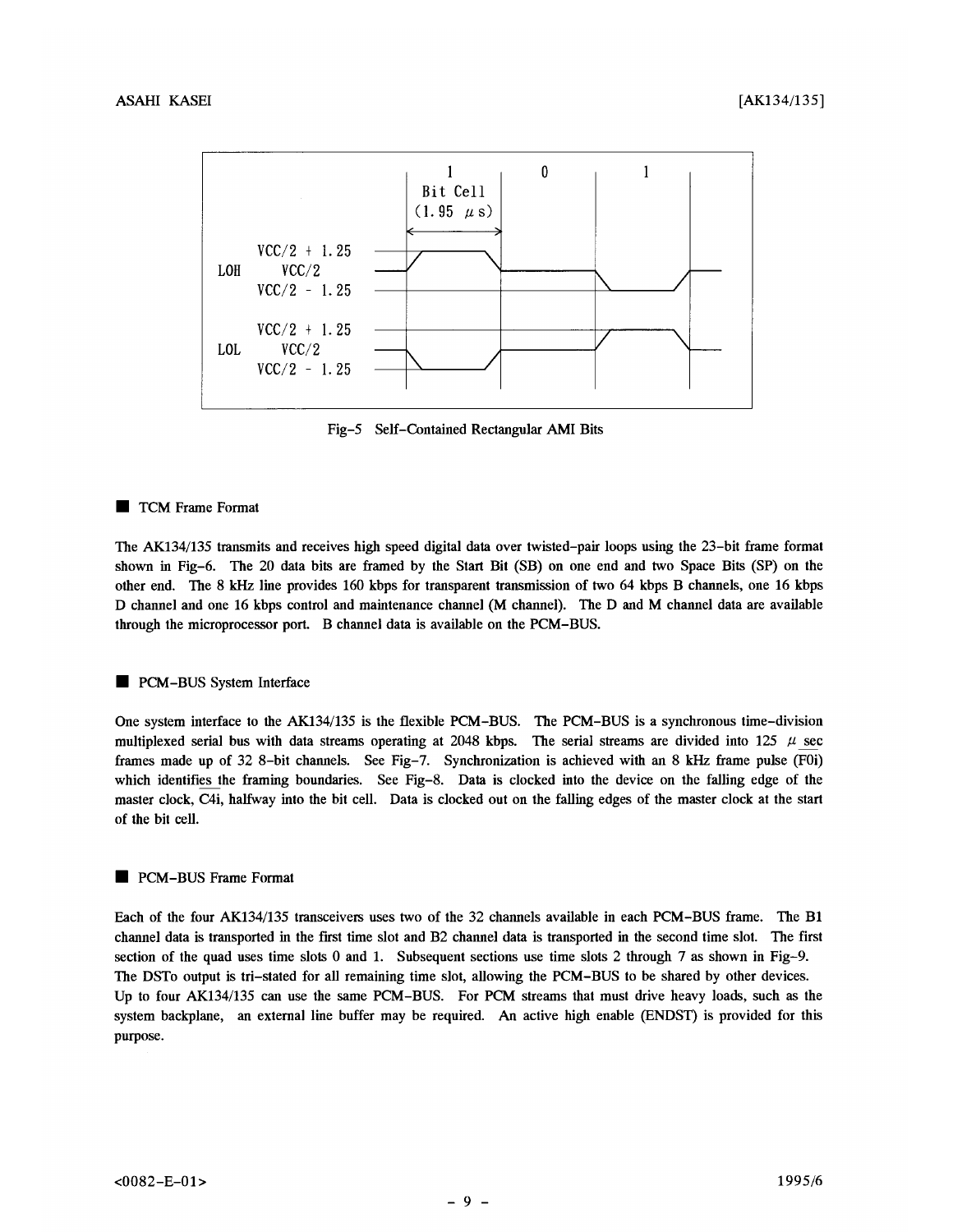Fig-5 Self-Contained Rectangular AMI Bits

## ■ TCM Frame Format

The AK134/135 transmits and receives high speed digital data over twisted-pair loops using the 23-bit frame format shown in Fig-6. The 20 data bits are framed by the Start Bit (SB) on one end and two Space Bits (SP) on the other end. The 8 kHz line provides 160 kbps for transparent transmission of two 64 kbps B channels, one 16 kbps D channel and one 16 kbps control and maintenance channel (M channel). The D and M channel data are available through the microprocessor port. B channel data is available on the PCM-BUS.

## ■ PCM-BUS System Interface

One system interface to the AK134/135 is the flexible PCM-BUS. The PCM-BUS is a synchronous time-division multiplexed serial bus with data streams operating at 2048 kbps. The serial streams are divided into 125 $\mu$ sec frames made up of 32 8-bit channels. See Fig-7. Synchronization is achieved with an 8 kHz frame pulse ($\overline{F0i}$) which identifies the framing boundaries. See Fig-8. Data is clocked into the device on the falling edge of the master clock, $\overline{C4i}$, halfway into the bit cell. Data is clocked out on the falling edges of the master clock at the start of the bit cell.

## ■ PCM-BUS Frame Format

Each of the four AK134/135 transceivers uses two of the 32 channels available in each PCM-BUS frame. The B1 channel data is transported in the first time slot and B2 channel data is transported in the second time slot. The first section of the quad uses time slots 0 and 1. Subsequent sections use time slots 2 through 7 as shown in Fig-9. The DSTo output is tri-stated for all remaining time slot, allowing the PCM-BUS to be shared by other devices. Up to four AK134/135 can use the same PCM-BUS. For PCM streams that must drive heavy loads, such as the system backplane, an external line buffer may be required. An active high enable (ENDST) is provided for this purpose.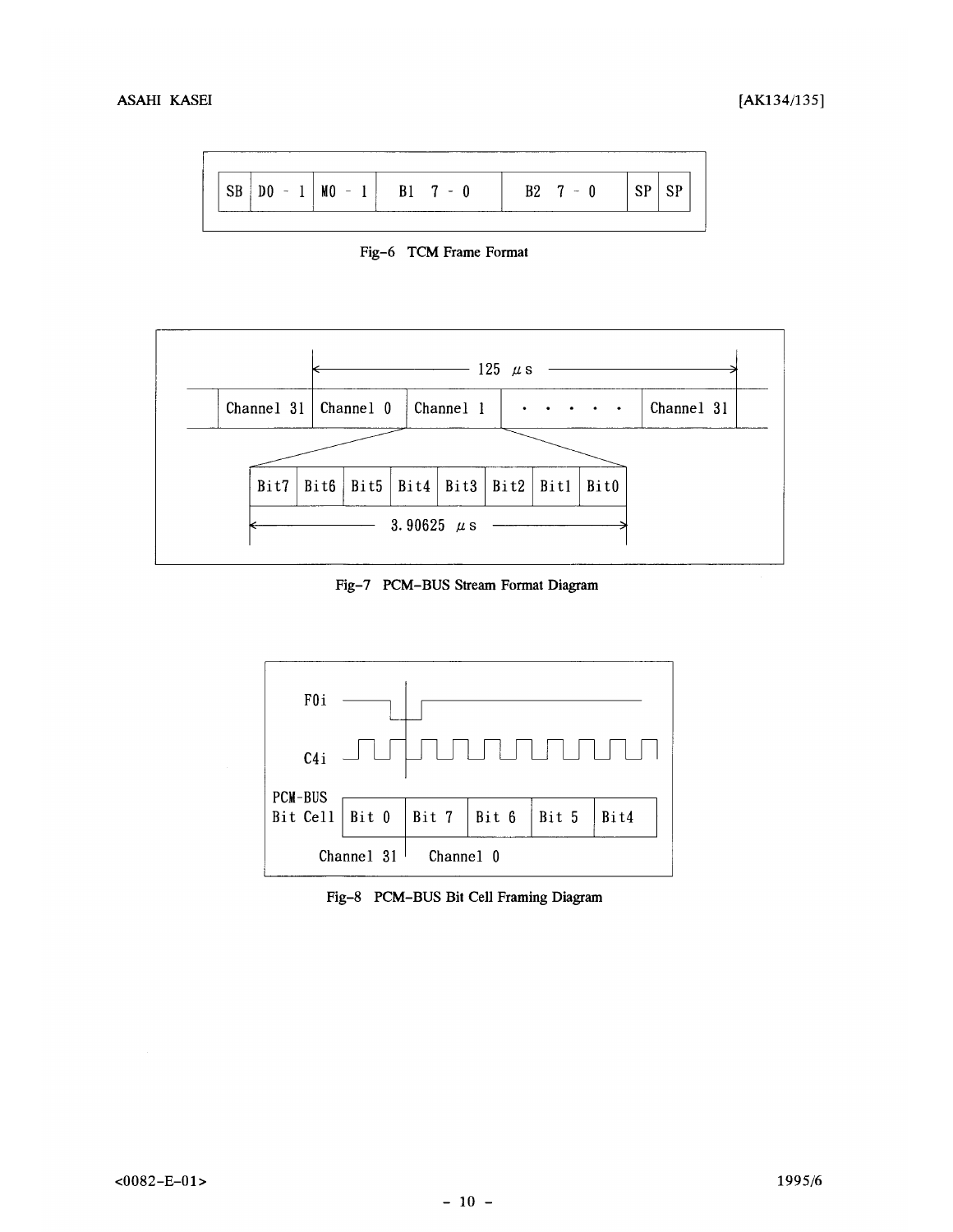| SB | D0 - 1 | M0 - 1 | B1 7 - 0 | B2 7 - 0 | SP | SP |
|---|---|---|---|---|---|---|

Fig-6 TCM Frame Format

125 μs

| Channel 31 | Channel 0 | Channel 1 | . . . . . . | Channel 31 |
|---|---|---|---|---|

| Bit7 | Bit6 | Bit5 | Bit4 | Bit3 | Bit2 | Bit1 | Bit0 |
|---|---|---|---|---|---|---|---|

3.90625 μs

Fig-7 PCM-BUS Stream Format Diagram

F0i

C4i

| PCM-BUS Bit Cell | Bit 0 | Bit 7 | Bit 6 | Bit 5 | Bit4 |
|---|---|---|---|---|---|
| | Channel 31 | Channel 0 | | | |

Fig-8 PCM-BUS Bit Cell Framing Diagram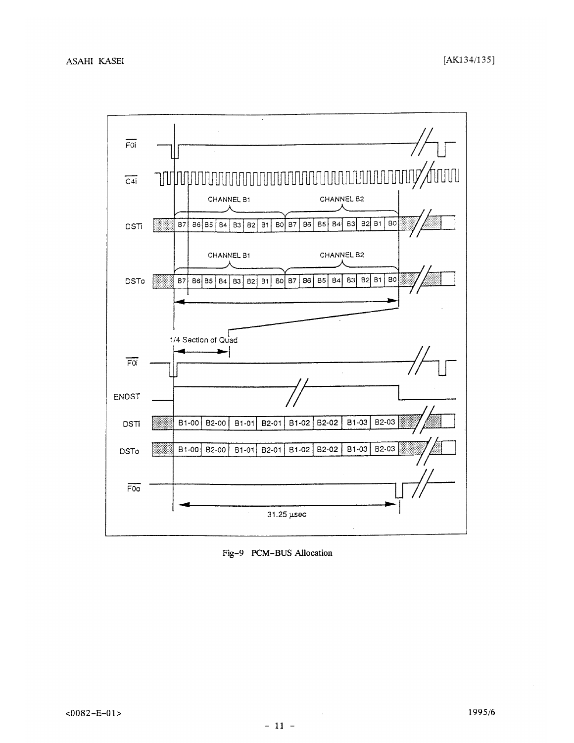Fig-9 PCM-BUS Allocation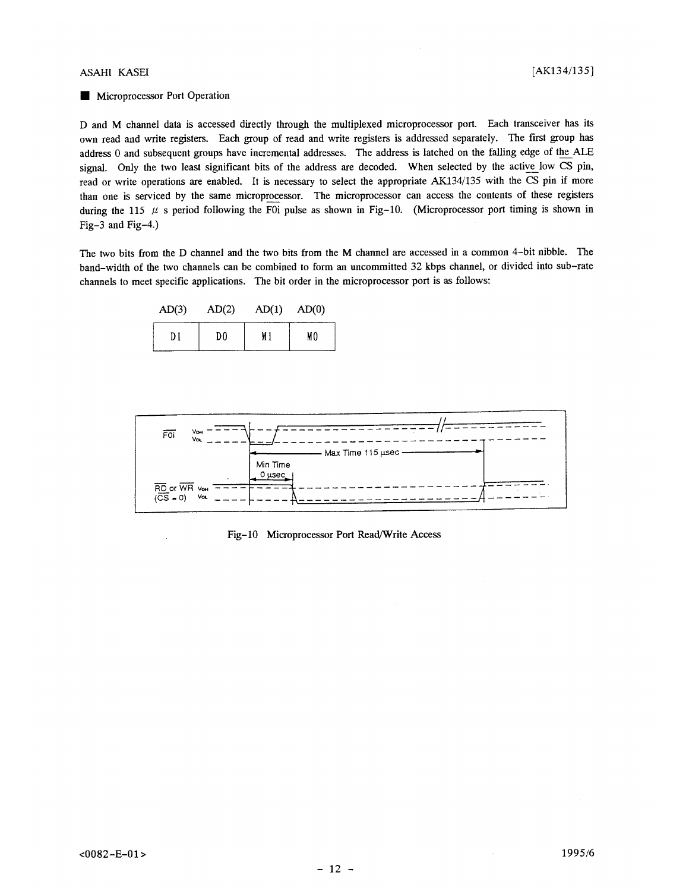## ■ Microprocessor Port Operation

D and M channel data is accessed directly through the multiplexed microprocessor port. Each transceiver has its own read and write registers. Each group of read and write registers is addressed separately. The first group has address 0 and subsequent groups have incremental addresses. The address is latched on the falling edge of the ALE signal. Only the two least significant bits of the address are decoded. When selected by the active low CS pin, read or write operations are enabled. It is necessary to select the appropriate AK134/135 with the CS pin if more than one is serviced by the same microprocessor. The microprocessor can access the contents of these registers during the 115 μs period following the F0i pulse as shown in Fig-10. (Microprocessor port timing is shown in Fig-3 and Fig-4.)

The two bits from the D channel and the two bits from the M channel are accessed in a common 4-bit nibble. The band-width of the two channels can be combined to form an uncommitted 32 kbps channel, or divided into sub-rate channels to meet specific applications. The bit order in the microprocessor port is as follows:

| AD(3) | AD(2) | AD(1) | AD(0) |
|---|---|---|---|
| D1 | D0 | M1 | M0 |

F0i
RD or WR (CS = 0)
Max Time 115 μsec
Min Time 0 μsec

Fig-10 Microprocessor Port Read/Write Access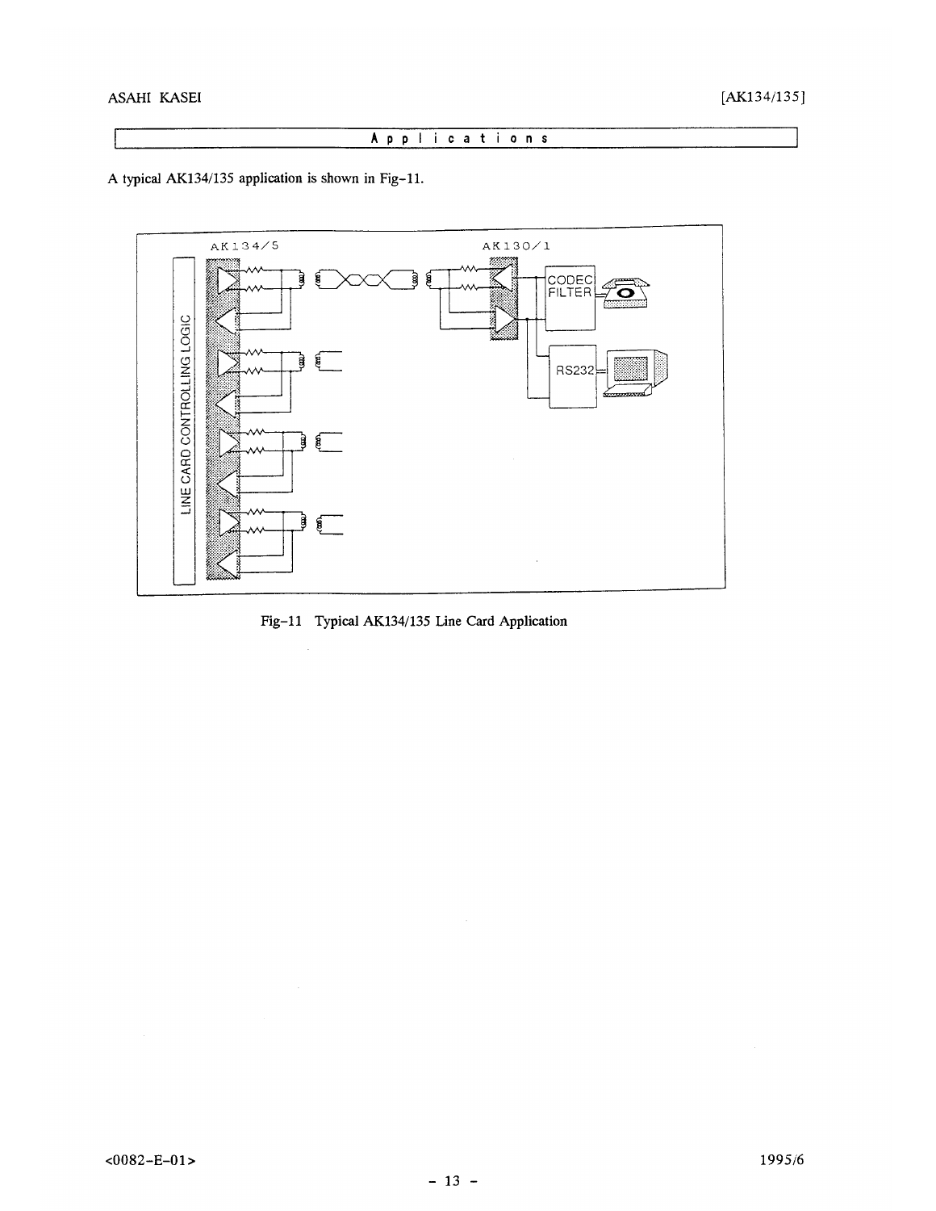## Applications

A typical AK134/135 application is shown in Fig-11.

Fig-11 Typical AK134/135 Line Card Application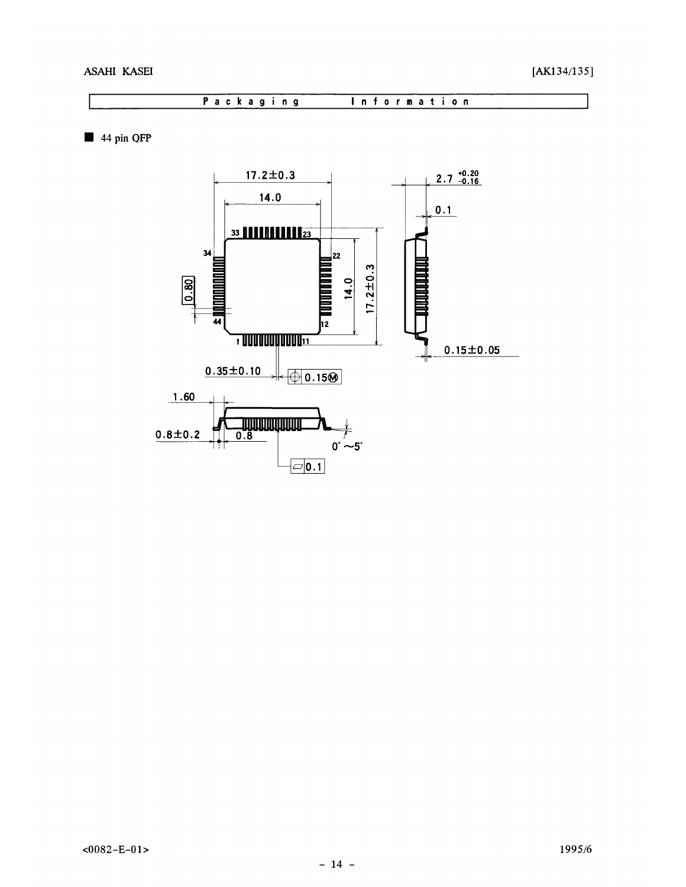## Packaging Information

■ 44 pin QFP

17.2±0.3

14.0

2.7 +0.20 −0.16

0.1

33 23

34 22

0.80

14.0

17.2±0.3

44 12

1 11

0.15±0.05

0.35±0.10 ⌖ 0.15Ⓜ

1.60

0.8±0.2 0.8

0°~5°

▱ 0.1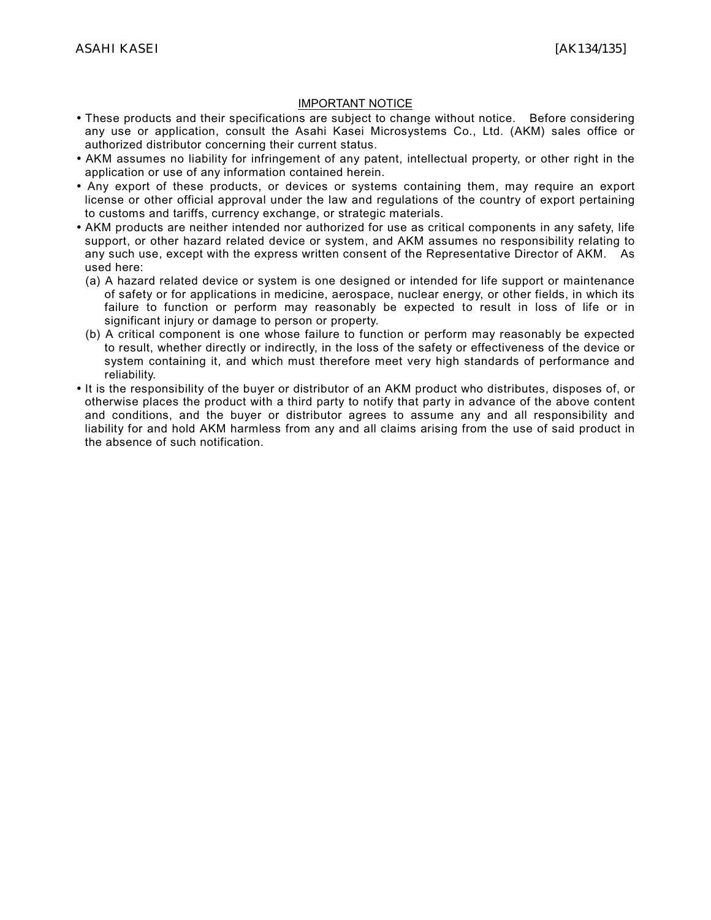## IMPORTANT NOTICE

- These products and their specifications are subject to change without notice. Before considering any use or application, consult the Asahi Kasei Microsystems Co., Ltd. (AKM) sales office or authorized distributor concerning their current status.
- AKM assumes no liability for infringement of any patent, intellectual property, or other right in the application or use of any information contained herein.
- Any export of these products, or devices or systems containing them, may require an export license or other official approval under the law and regulations of the country of export pertaining to customs and tariffs, currency exchange, or strategic materials.
- AKM products are neither intended nor authorized for use as critical components in any safety, life support, or other hazard related device or system, and AKM assumes no responsibility relating to any such use, except with the express written consent of the Representative Director of AKM. As used here:
  - (a) A hazard related device or system is one designed or intended for life support or maintenance of safety or for applications in medicine, aerospace, nuclear energy, or other fields, in which its failure to function or perform may reasonably be expected to result in loss of life or in significant injury or damage to person or property.
  - (b) A critical component is one whose failure to function or perform may reasonably be expected to result, whether directly or indirectly, in the loss of the safety or effectiveness of the device or system containing it, and which must therefore meet very high standards of performance and reliability.
- It is the responsibility of the buyer or distributor of an AKM product who distributes, disposes of, or otherwise places the product with a third party to notify that party in advance of the above content and conditions, and the buyer or distributor agrees to assume any and all responsibility and liability for and hold AKM harmless from any and all claims arising from the use of said product in the absence of such notification.